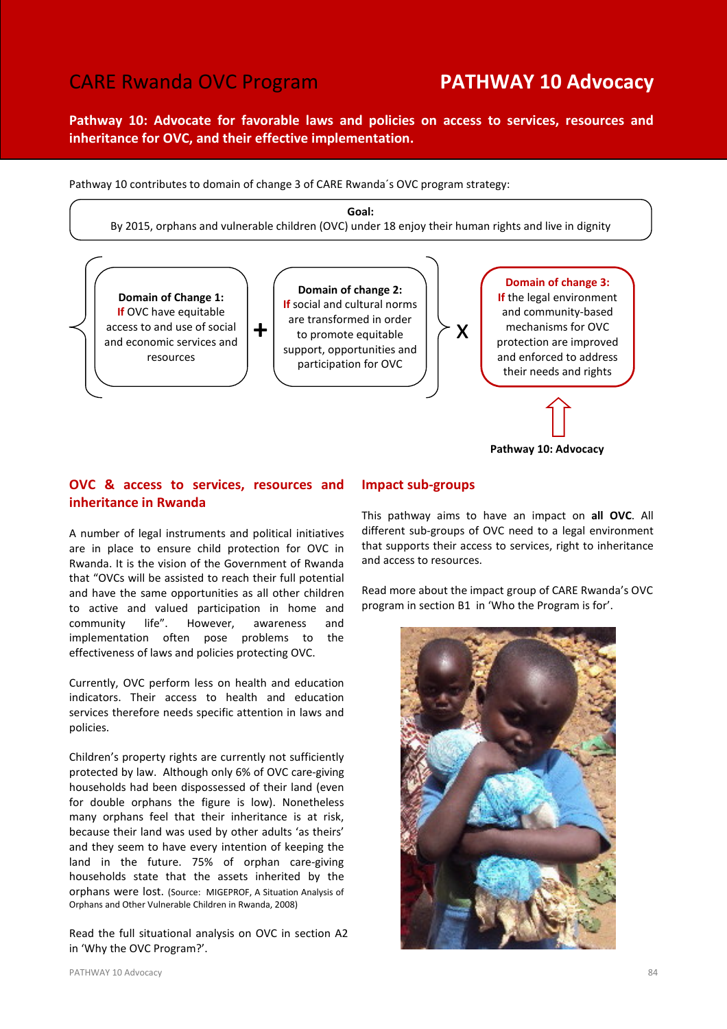# CARE Rwanda OVC Program

# PATHWAY 10 Advocacy

**Pathway 10: Advocate for favorable laws and policies on access to services, resources and inheritance for OVC, and their effective implementation.**

Pathway 10 contributes to domain of change 3 of CARE Rwanda´s OVC program strategy:

**Goal:**
By 2015, orphans and vulnerable children (OVC) under 18 enjoy their human rights and live in dignity

**Domain of Change 1:**
If OVC have equitable access to and use of social and economic services and resources

+

**Domain of change 2:**
If social and cultural norms are transformed in order to promote equitable support, opportunities and participation for OVC

X

**Domain of change 3:**
If the legal environment and community-based mechanisms for OVC protection are improved and enforced to address their needs and rights

**Pathway 10: Advocacy**

## OVC & access to services, resources and inheritance in Rwanda

A number of legal instruments and political initiatives are in place to ensure child protection for OVC in Rwanda. It is the vision of the Government of Rwanda that "OVCs will be assisted to reach their full potential and have the same opportunities as all other children to active and valued participation in home and community life". However, awareness and implementation often pose problems to the effectiveness of laws and policies protecting OVC.

Currently, OVC perform less on health and education indicators. Their access to health and education services therefore needs specific attention in laws and policies.

Children's property rights are currently not sufficiently protected by law. Although only 6% of OVC care-giving households had been dispossessed of their land (even for double orphans the figure is low). Nonetheless many orphans feel that their inheritance is at risk, because their land was used by other adults 'as theirs' and they seem to have every intention of keeping the land in the future. 75% of orphan care-giving households state that the assets inherited by the orphans were lost. (Source: MIGEPROF, A Situation Analysis of Orphans and Other Vulnerable Children in Rwanda, 2008)

Read the full situational analysis on OVC in section A2 in 'Why the OVC Program?'.

## Impact sub-groups

This pathway aims to have an impact on **all OVC**. All different sub-groups of OVC need to a legal environment that supports their access to services, right to inheritance and access to resources.

Read more about the impact group of CARE Rwanda's OVC program in section B1 in 'Who the Program is for'.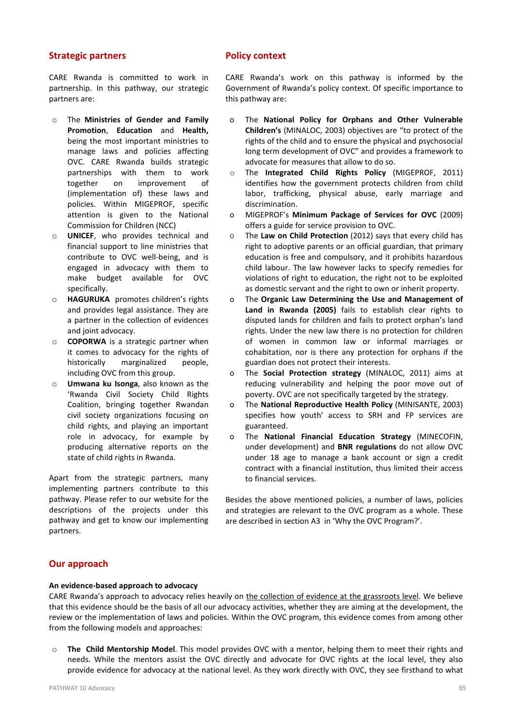## Strategic partners

CARE Rwanda is committed to work in partnership. In this pathway, our strategic partners are:

- The **Ministries of Gender and Family Promotion**, **Education** and **Health,** being the most important ministries to manage laws and policies affecting OVC. CARE Rwanda builds strategic partnerships with them to work together on improvement of (implementation of) these laws and policies. Within MIGEPROF, specific attention is given to the National Commission for Children (NCC)
- **UNICEF**, who provides technical and financial support to line ministries that contribute to OVC well-being, and is engaged in advocacy with them to make budget available for OVC specifically.
- **HAGURUKA** promotes children's rights and provides legal assistance. They are a partner in the collection of evidences and joint advocacy.
- **COPORWA** is a strategic partner when it comes to advocacy for the rights of historically marginalized people, including OVC from this group.
- **Umwana ku Isonga**, also known as the 'Rwanda Civil Society Child Rights Coalition, bringing together Rwandan civil society organizations focusing on child rights, and playing an important role in advocacy, for example by producing alternative reports on the state of child rights in Rwanda.

Apart from the strategic partners, many implementing partners contribute to this pathway. Please refer to our website for the descriptions of the projects under this pathway and get to know our implementing partners.

## Policy context

CARE Rwanda's work on this pathway is informed by the Government of Rwanda's policy context. Of specific importance to this pathway are:

- The **National Policy for Orphans and Other Vulnerable Children's** (MINALOC, 2003) objectives are "to protect of the rights of the child and to ensure the physical and psychosocial long term development of OVC" and provides a framework to advocate for measures that allow to do so.
- The **Integrated Child Rights Policy** (MIGEPROF, 2011) identifies how the government protects children from child labor, trafficking, physical abuse, early marriage and discrimination.
- MIGEPROF's **Minimum Package of Services for OVC** (2009) offers a guide for service provision to OVC.
- The **Law on Child Protection** (2012) says that every child has right to adoptive parents or an official guardian, that primary education is free and compulsory, and it prohibits hazardous child labour. The law however lacks to specify remedies for violations of right to education, the right not to be exploited as domestic servant and the right to own or inherit property.
- The **Organic Law Determining the Use and Management of Land in Rwanda (2005)** fails to establish clear rights to disputed lands for children and fails to protect orphan's land rights. Under the new law there is no protection for children of women in common law or informal marriages or cohabitation, nor is there any protection for orphans if the guardian does not protect their interests.
- The **Social Protection strategy** (MINALOC, 2011) aims at reducing vulnerability and helping the poor move out of poverty. OVC are not specifically targeted by the strategy.
- The **National Reproductive Health Policy** (MINISANTE, 2003) specifies how youth' access to SRH and FP services are guaranteed.
- The **National Financial Education Strategy** (MINECOFIN, under development) and **BNR regulations** do not allow OVC under 18 age to manage a bank account or sign a credit contract with a financial institution, thus limited their access to financial services.

Besides the above mentioned policies, a number of laws, policies and strategies are relevant to the OVC program as a whole. These are described in section A3 in 'Why the OVC Program?'.

## Our approach

**An evidence-based approach to advocacy**

CARE Rwanda's approach to advocacy relies heavily on the collection of evidence at the grassroots level. We believe that this evidence should be the basis of all our advocacy activities, whether they are aiming at the development, the review or the implementation of laws and policies. Within the OVC program, this evidence comes from among other from the following models and approaches:

- **The Child Mentorship Model**. This model provides OVC with a mentor, helping them to meet their rights and needs. While the mentors assist the OVC directly and advocate for OVC rights at the local level, they also provide evidence for advocacy at the national level. As they work directly with OVC, they see firsthand to what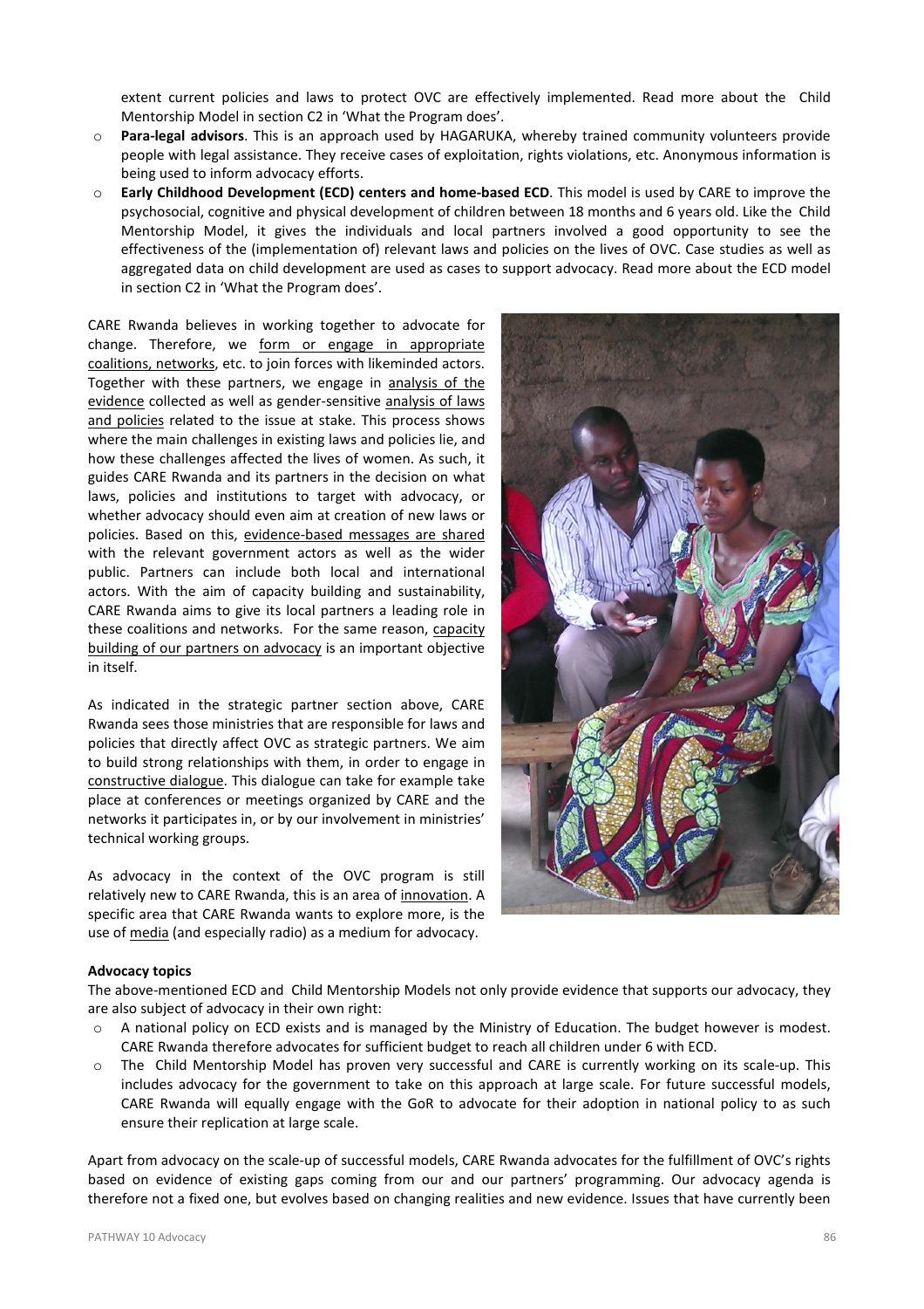extent current policies and laws to protect OVC are effectively implemented. Read more about the Child Mentorship Model in section C2 in 'What the Program does'.

- **Para-legal advisors**. This is an approach used by HAGARUKA, whereby trained community volunteers provide people with legal assistance. They receive cases of exploitation, rights violations, etc. Anonymous information is being used to inform advocacy efforts.
- **Early Childhood Development (ECD) centers and home-based ECD**. This model is used by CARE to improve the psychosocial, cognitive and physical development of children between 18 months and 6 years old. Like the Child Mentorship Model, it gives the individuals and local partners involved a good opportunity to see the effectiveness of the (implementation of) relevant laws and policies on the lives of OVC. Case studies as well as aggregated data on child development are used as cases to support advocacy. Read more about the ECD model in section C2 in 'What the Program does'.

CARE Rwanda believes in working together to advocate for change. Therefore, we form or engage in appropriate coalitions, networks, etc. to join forces with likeminded actors. Together with these partners, we engage in analysis of the evidence collected as well as gender-sensitive analysis of laws and policies related to the issue at stake. This process shows where the main challenges in existing laws and policies lie, and how these challenges affected the lives of women. As such, it guides CARE Rwanda and its partners in the decision on what laws, policies and institutions to target with advocacy, or whether advocacy should even aim at creation of new laws or policies. Based on this, evidence-based messages are shared with the relevant government actors as well as the wider public. Partners can include both local and international actors. With the aim of capacity building and sustainability, CARE Rwanda aims to give its local partners a leading role in these coalitions and networks. For the same reason, capacity building of our partners on advocacy is an important objective in itself.

As indicated in the strategic partner section above, CARE Rwanda sees those ministries that are responsible for laws and policies that directly affect OVC as strategic partners. We aim to build strong relationships with them, in order to engage in constructive dialogue. This dialogue can take for example take place at conferences or meetings organized by CARE and the networks it participates in, or by our involvement in ministries' technical working groups.

As advocacy in the context of the OVC program is still relatively new to CARE Rwanda, this is an area of innovation. A specific area that CARE Rwanda wants to explore more, is the use of media (and especially radio) as a medium for advocacy.

**Advocacy topics**

The above-mentioned ECD and Child Mentorship Models not only provide evidence that supports our advocacy, they are also subject of advocacy in their own right:

- A national policy on ECD exists and is managed by the Ministry of Education. The budget however is modest. CARE Rwanda therefore advocates for sufficient budget to reach all children under 6 with ECD.
- The Child Mentorship Model has proven very successful and CARE is currently working on its scale-up. This includes advocacy for the government to take on this approach at large scale. For future successful models, CARE Rwanda will equally engage with the GoR to advocate for their adoption in national policy to as such ensure their replication at large scale.

Apart from advocacy on the scale-up of successful models, CARE Rwanda advocates for the fulfillment of OVC's rights based on evidence of existing gaps coming from our and our partners' programming. Our advocacy agenda is therefore not a fixed one, but evolves based on changing realities and new evidence. Issues that have currently been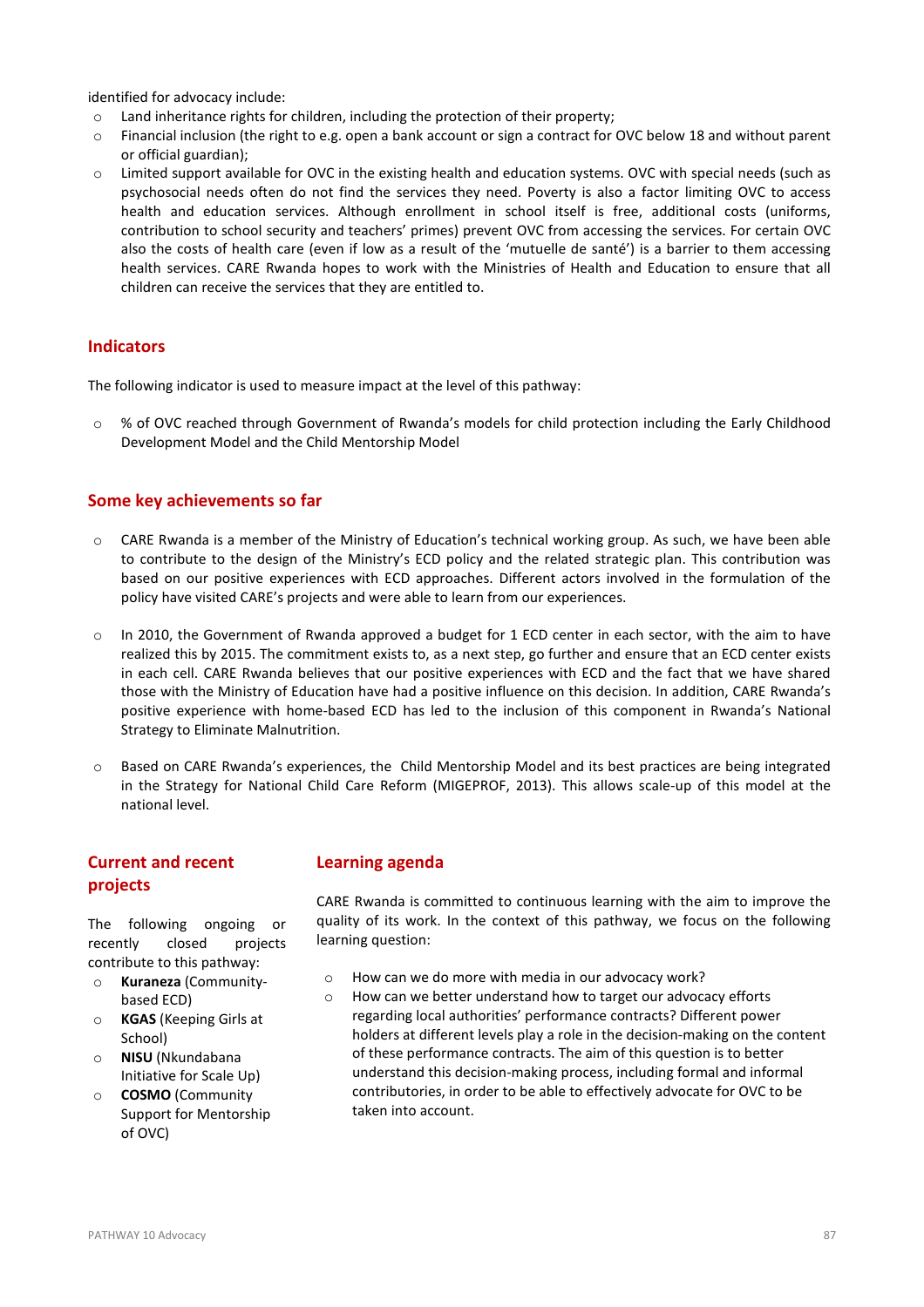identified for advocacy include:

- Land inheritance rights for children, including the protection of their property;
- Financial inclusion (the right to e.g. open a bank account or sign a contract for OVC below 18 and without parent or official guardian);
- Limited support available for OVC in the existing health and education systems. OVC with special needs (such as psychosocial needs often do not find the services they need. Poverty is also a factor limiting OVC to access health and education services. Although enrollment in school itself is free, additional costs (uniforms, contribution to school security and teachers' primes) prevent OVC from accessing the services. For certain OVC also the costs of health care (even if low as a result of the 'mutuelle de santé') is a barrier to them accessing health services. CARE Rwanda hopes to work with the Ministries of Health and Education to ensure that all children can receive the services that they are entitled to.

## Indicators

The following indicator is used to measure impact at the level of this pathway:

- % of OVC reached through Government of Rwanda's models for child protection including the Early Childhood Development Model and the Child Mentorship Model

## Some key achievements so far

- CARE Rwanda is a member of the Ministry of Education's technical working group. As such, we have been able to contribute to the design of the Ministry's ECD policy and the related strategic plan. This contribution was based on our positive experiences with ECD approaches. Different actors involved in the formulation of the policy have visited CARE's projects and were able to learn from our experiences.

- In 2010, the Government of Rwanda approved a budget for 1 ECD center in each sector, with the aim to have realized this by 2015. The commitment exists to, as a next step, go further and ensure that an ECD center exists in each cell. CARE Rwanda believes that our positive experiences with ECD and the fact that we have shared those with the Ministry of Education have had a positive influence on this decision. In addition, CARE Rwanda's positive experience with home-based ECD has led to the inclusion of this component in Rwanda's National Strategy to Eliminate Malnutrition.

- Based on CARE Rwanda's experiences, the Child Mentorship Model and its best practices are being integrated in the Strategy for National Child Care Reform (MIGEPROF, 2013). This allows scale-up of this model at the national level.

## Current and recent projects

The following ongoing or recently closed projects contribute to this pathway:

- **Kuraneza** (Community-based ECD)
- **KGAS** (Keeping Girls at School)
- **NISU** (Nkundabana Initiative for Scale Up)
- **COSMO** (Community Support for Mentorship of OVC)

## Learning agenda

CARE Rwanda is committed to continuous learning with the aim to improve the quality of its work. In the context of this pathway, we focus on the following learning question:

- How can we do more with media in our advocacy work?
- How can we better understand how to target our advocacy efforts regarding local authorities' performance contracts? Different power holders at different levels play a role in the decision-making on the content of these performance contracts. The aim of this question is to better understand this decision-making process, including formal and informal contributories, in order to be able to effectively advocate for OVC to be taken into account.